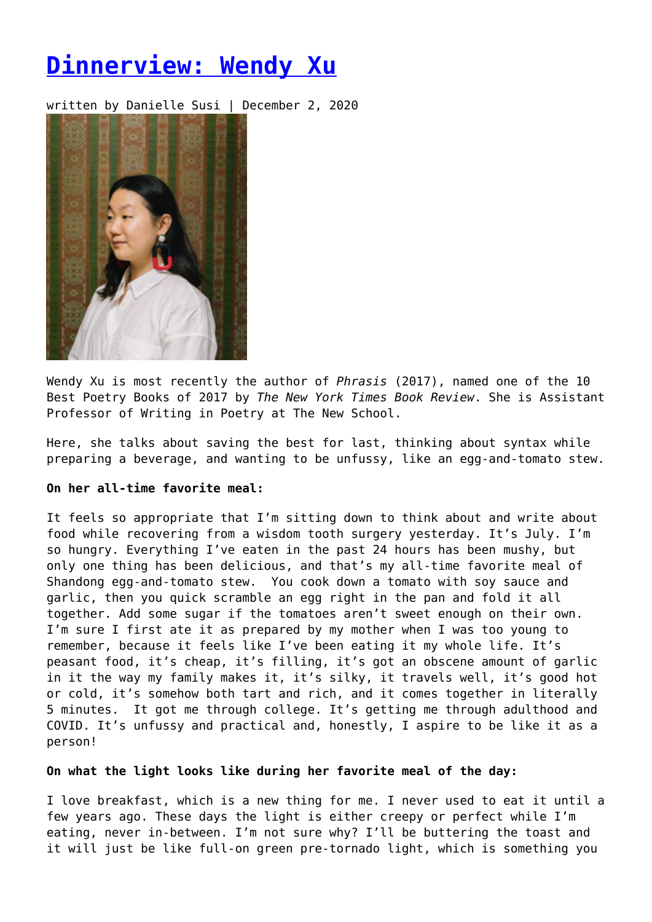# [Dinnerview: Wendy Xu]()

written by Danielle Susi | December 2, 2020

Wendy Xu is most recently the author of *Phrasis* (2017), named one of the 10 Best Poetry Books of 2017 by *The New York Times Book Review*. She is Assistant Professor of Writing in Poetry at The New School.

Here, she talks about saving the best for last, thinking about syntax while preparing a beverage, and wanting to be unfussy, like an egg-and-tomato stew.

**On her all-time favorite meal:**

It feels so appropriate that I'm sitting down to think about and write about food while recovering from a wisdom tooth surgery yesterday. It's July. I'm so hungry. Everything I've eaten in the past 24 hours has been mushy, but only one thing has been delicious, and that's my all-time favorite meal of Shandong egg-and-tomato stew. You cook down a tomato with soy sauce and garlic, then you quick scramble an egg right in the pan and fold it all together. Add some sugar if the tomatoes aren't sweet enough on their own. I'm sure I first ate it as prepared by my mother when I was too young to remember, because it feels like I've been eating it my whole life. It's peasant food, it's cheap, it's filling, it's got an obscene amount of garlic in it the way my family makes it, it's silky, it travels well, it's good hot or cold, it's somehow both tart and rich, and it comes together in literally 5 minutes. It got me through college. It's getting me through adulthood and COVID. It's unfussy and practical and, honestly, I aspire to be like it as a person!

**On what the light looks like during her favorite meal of the day:**

I love breakfast, which is a new thing for me. I never used to eat it until a few years ago. These days the light is either creepy or perfect while I'm eating, never in-between. I'm not sure why? I'll be buttering the toast and it will just be like full-on green pre-tornado light, which is something you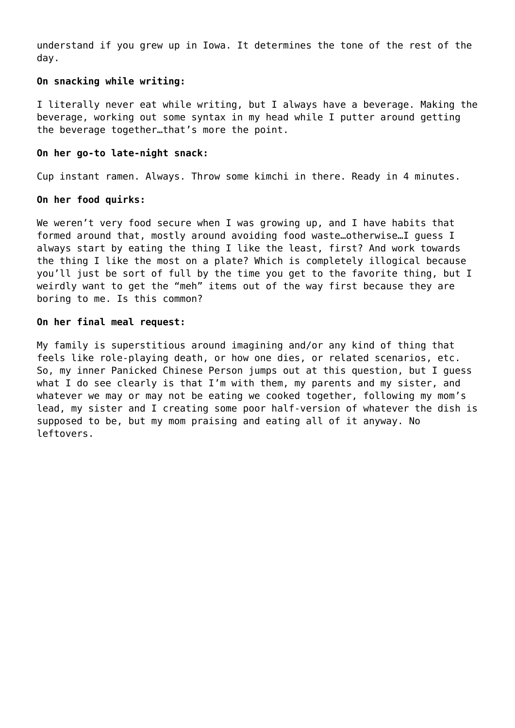understand if you grew up in Iowa. It determines the tone of the rest of the day.

**On snacking while writing:**

I literally never eat while writing, but I always have a beverage. Making the beverage, working out some syntax in my head while I putter around getting the beverage together…that's more the point.

**On her go-to late-night snack:**

Cup instant ramen. Always. Throw some kimchi in there. Ready in 4 minutes.

**On her food quirks:**

We weren't very food secure when I was growing up, and I have habits that formed around that, mostly around avoiding food waste…otherwise…I guess I always start by eating the thing I like the least, first? And work towards the thing I like the most on a plate? Which is completely illogical because you'll just be sort of full by the time you get to the favorite thing, but I weirdly want to get the "meh" items out of the way first because they are boring to me. Is this common?

**On her final meal request:**

My family is superstitious around imagining and/or any kind of thing that feels like role-playing death, or how one dies, or related scenarios, etc. So, my inner Panicked Chinese Person jumps out at this question, but I guess what I do see clearly is that I'm with them, my parents and my sister, and whatever we may or may not be eating we cooked together, following my mom's lead, my sister and I creating some poor half-version of whatever the dish is supposed to be, but my mom praising and eating all of it anyway. No leftovers.